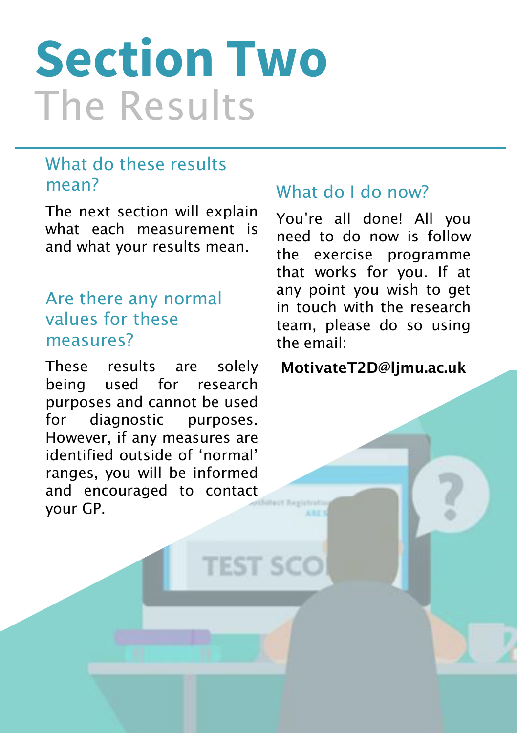# Section Two

## The Results

### What do these results mean?

The next section will explain what each measurement is and what your results mean.

### Are there any normal values for these measures?

These results are solely being used for research purposes and cannot be used for diagnostic purposes. However, if any measures are identified outside of 'normal' ranges, you will be informed and encouraged to contact your GP.

### What do I do now?

You're all done! All you need to do now is follow the exercise programme that works for you. If at any point you wish to get in touch with the research team, please do so using the email:

**MotivateT2D@ljmu.ac.uk**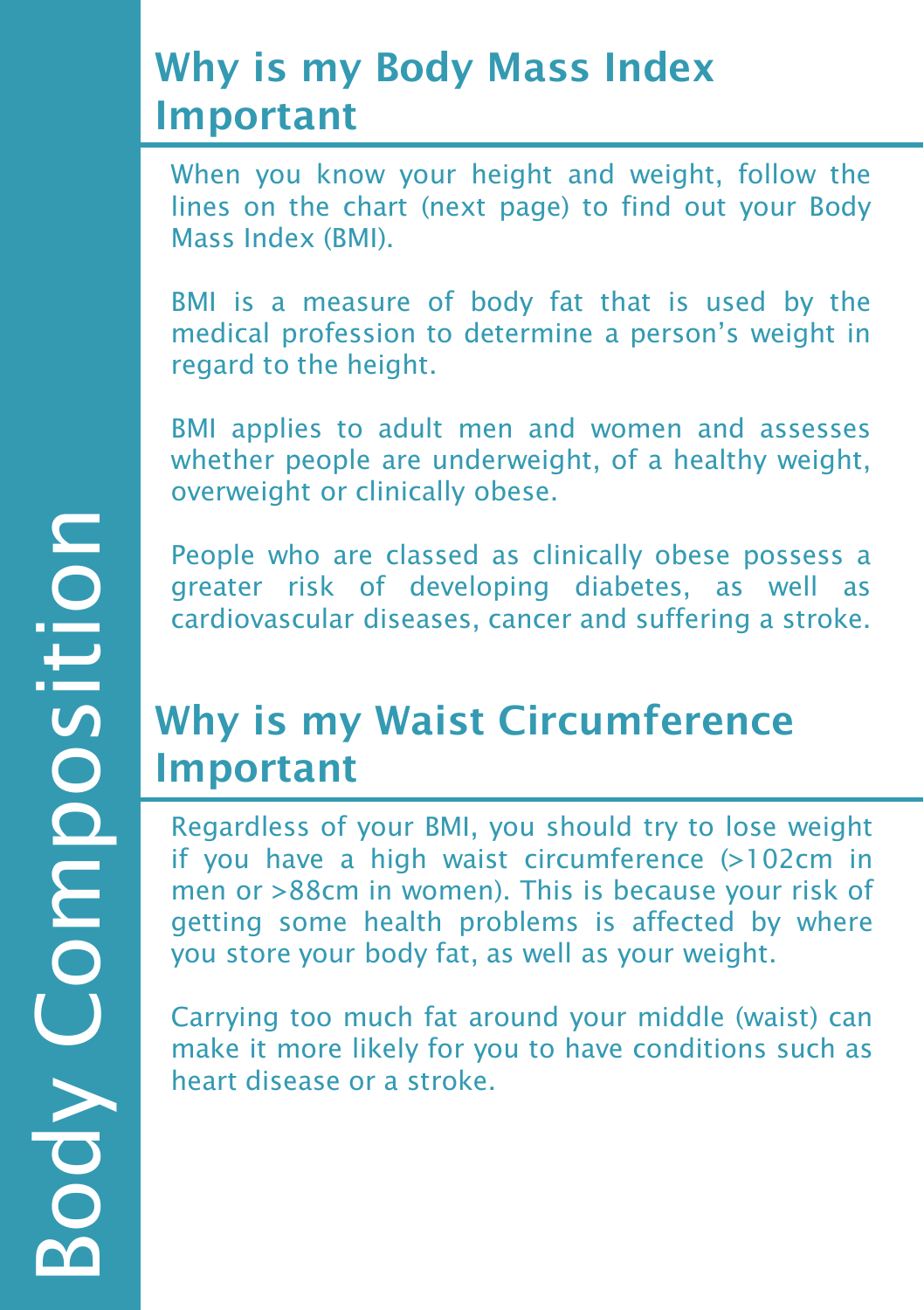# Body Composition

## Why is my Body Mass Index Important

When you know your height and weight, follow the lines on the chart (next page) to find out your Body Mass Index (BMI).

BMI is a measure of body fat that is used by the medical profession to determine a person's weight in regard to the height.

BMI applies to adult men and women and assesses whether people are underweight, of a healthy weight, overweight or clinically obese.

People who are classed as clinically obese possess a greater risk of developing diabetes, as well as cardiovascular diseases, cancer and suffering a stroke.

## Why is my Waist Circumference Important

Regardless of your BMI, you should try to lose weight if you have a high waist circumference (>102cm in men or >88cm in women). This is because your risk of getting some health problems is affected by where you store your body fat, as well as your weight.

Carrying too much fat around your middle (waist) can make it more likely for you to have conditions such as heart disease or a stroke.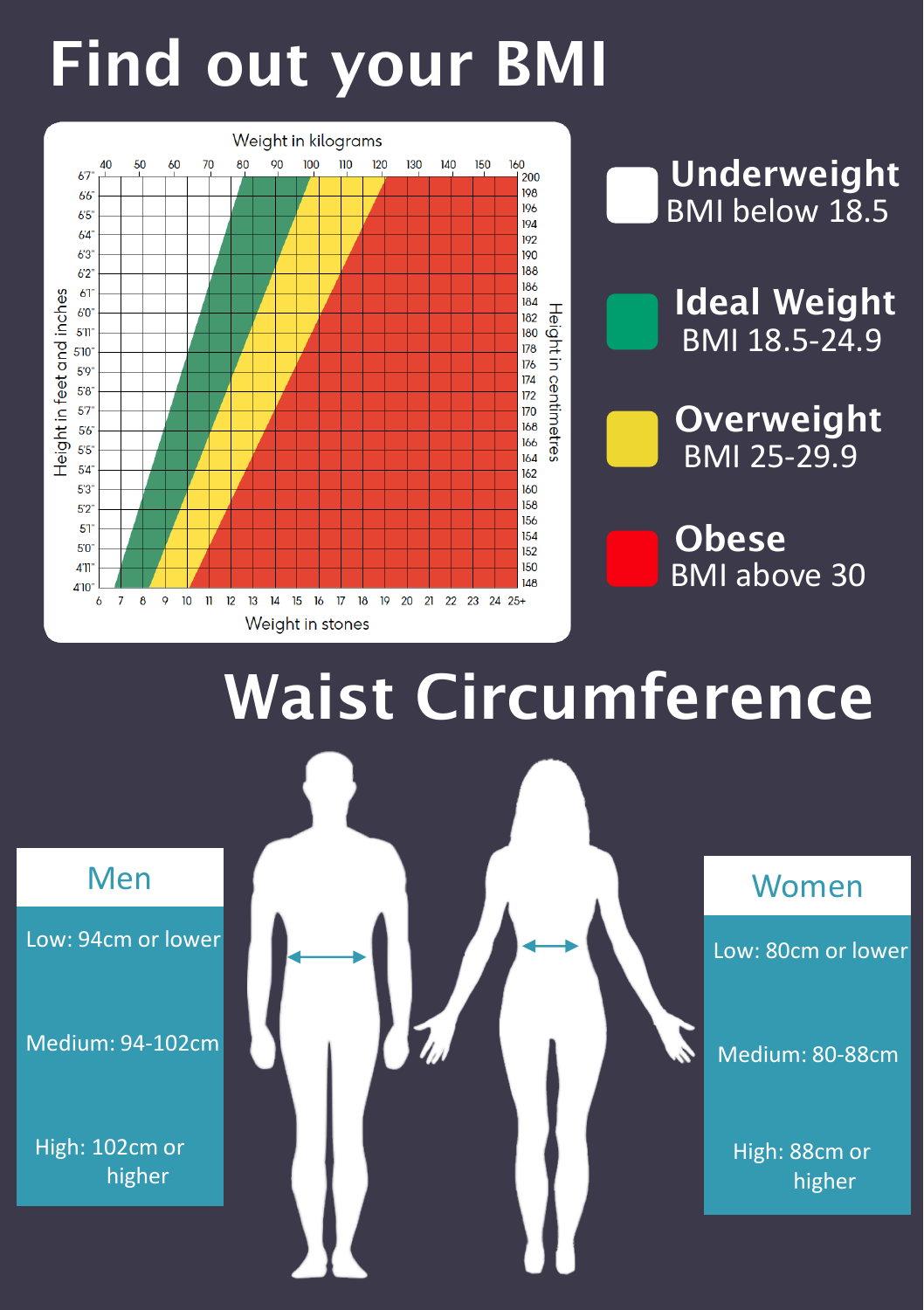# Find out your BMI

**Underweight**
BMI below 18.5

**Ideal Weight**
BMI 18.5-24.9

**Overweight**
BMI 25-29.9

**Obese**
BMI above 30

# Waist Circumference

| Men |
|---|
| Low: 94cm or lower |
| Medium: 94-102cm |
| High: 102cm or higher |

| Women |
|---|
| Low: 80cm or lower |
| Medium: 80-88cm |
| High: 88cm or higher |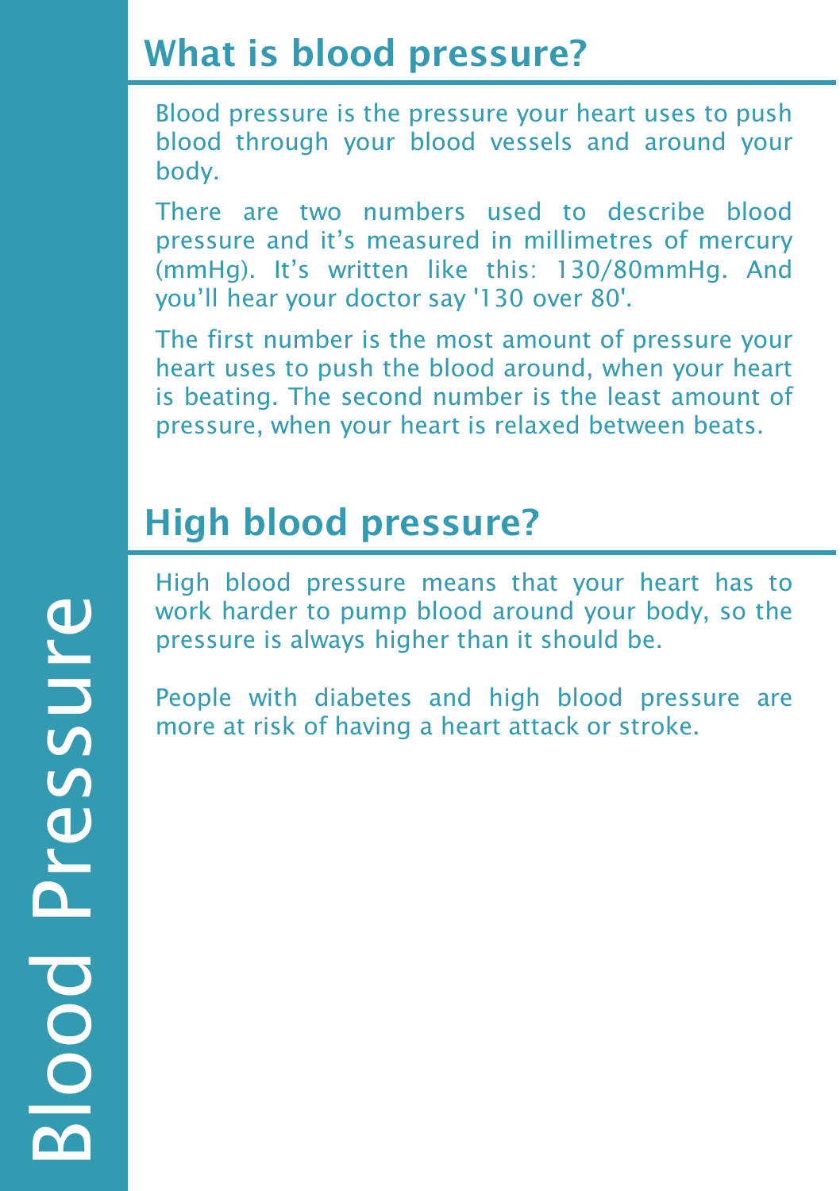# Blood Pressure

## What is blood pressure?

Blood pressure is the pressure your heart uses to push blood through your blood vessels and around your body.

There are two numbers used to describe blood pressure and it's measured in millimetres of mercury (mmHg). It's written like this: 130/80mmHg. And you'll hear your doctor say '130 over 80'.

The first number is the most amount of pressure your heart uses to push the blood around, when your heart is beating. The second number is the least amount of pressure, when your heart is relaxed between beats.

## High blood pressure?

High blood pressure means that your heart has to work harder to pump blood around your body, so the pressure is always higher than it should be.

People with diabetes and high blood pressure are more at risk of having a heart attack or stroke.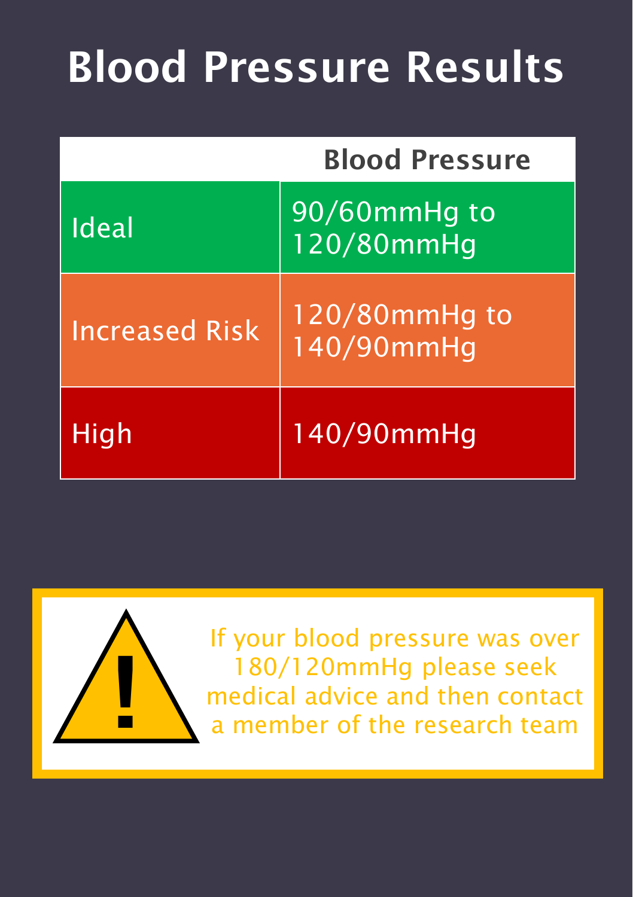# Blood Pressure Results

| | Blood Pressure |
|---|---|
| Ideal | 90/60mmHg to 120/80mmHg |
| Increased Risk | 120/80mmHg to 140/90mmHg |
| High | 140/90mmHg |

If your blood pressure was over 180/120mmHg please seek medical advice and then contact a member of the research team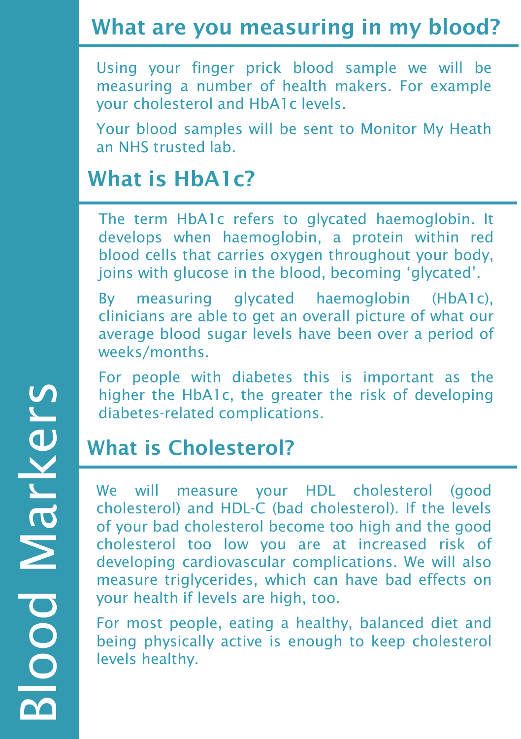# Blood Markers

## What are you measuring in my blood?

Using your finger prick blood sample we will be measuring a number of health makers. For example your cholesterol and HbA1c levels.

Your blood samples will be sent to Monitor My Heath an NHS trusted lab.

## What is HbA1c?

The term HbA1c refers to glycated haemoglobin. It develops when haemoglobin, a protein within red blood cells that carries oxygen throughout your body, joins with glucose in the blood, becoming 'glycated'.

By measuring glycated haemoglobin (HbA1c), clinicians are able to get an overall picture of what our average blood sugar levels have been over a period of weeks/months.

For people with diabetes this is important as the higher the HbA1c, the greater the risk of developing diabetes-related complications.

## What is Cholesterol?

We will measure your HDL cholesterol (good cholesterol) and HDL-C (bad cholesterol). If the levels of your bad cholesterol become too high and the good cholesterol too low you are at increased risk of developing cardiovascular complications. We will also measure triglycerides, which can have bad effects on your health if levels are high, too.

For most people, eating a healthy, balanced diet and being physically active is enough to keep cholesterol levels healthy.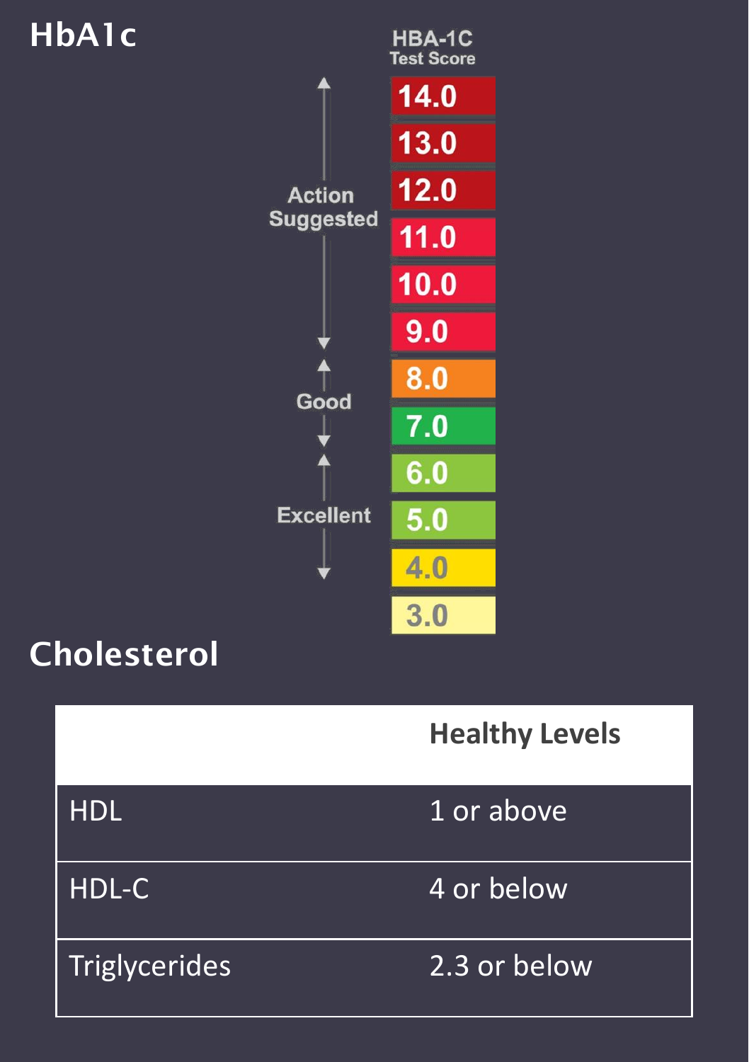## HbA1c

HBA-1C
Test Score

Action Suggested

Good

Excellent

14.0
13.0
12.0
11.0
10.0
9.0
8.0
7.0
6.0
5.0
4.0
3.0

## Cholesterol

| | Healthy Levels |
|---|---|
| HDL | 1 or above |
| HDL-C | 4 or below |
| Triglycerides | 2.3 or below |